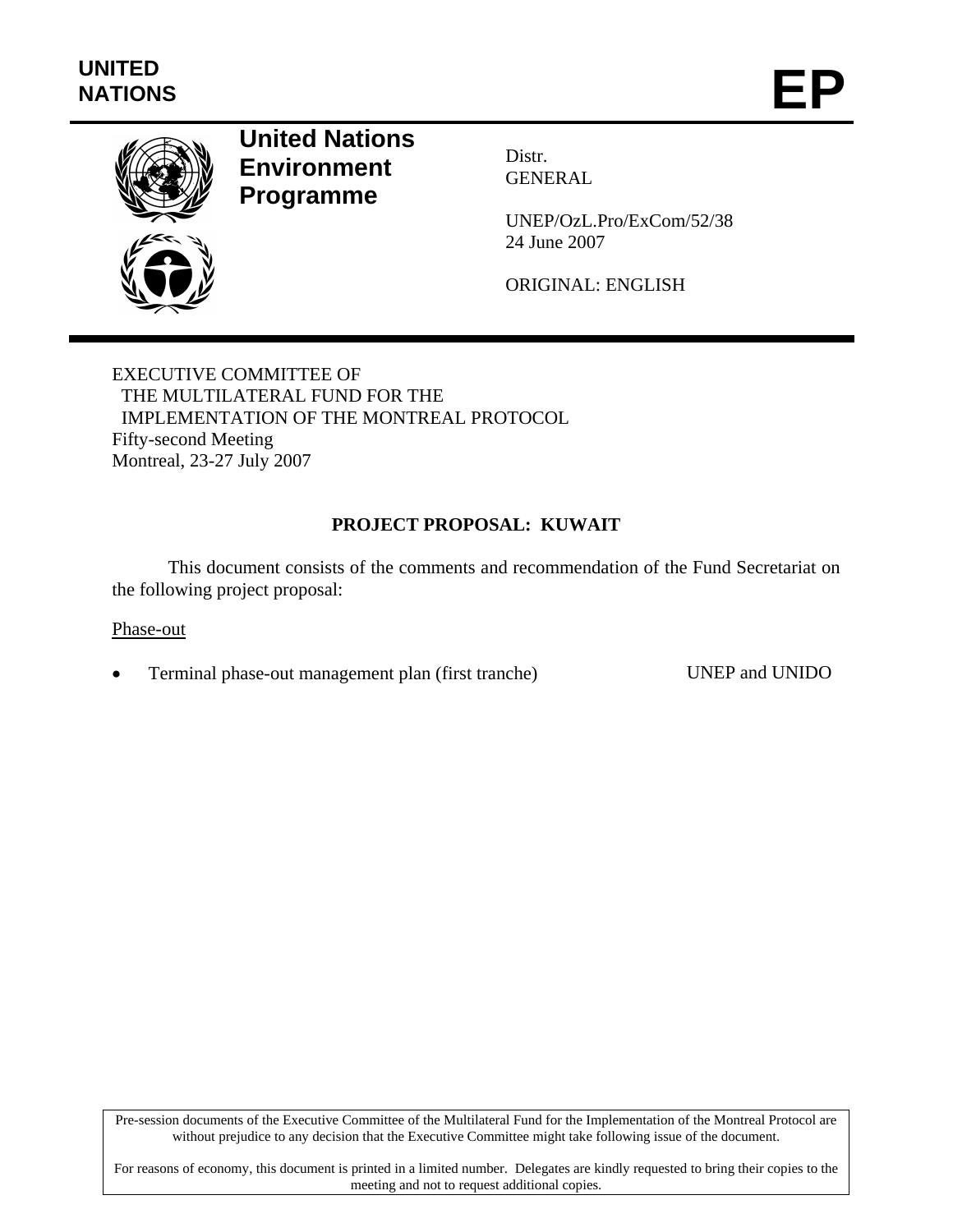UNITED NATIONS

# EP

**United Nations Environment Programme**

Distr.
GENERAL

UNEP/OzL.Pro/ExCom/52/38
24 June 2007

ORIGINAL: ENGLISH

EXECUTIVE COMMITTEE OF
THE MULTILATERAL FUND FOR THE
IMPLEMENTATION OF THE MONTREAL PROTOCOL
Fifty-second Meeting
Montreal, 23-27 July 2007

## PROJECT PROPOSAL: KUWAIT

This document consists of the comments and recommendation of the Fund Secretariat on the following project proposal:

Phase-out

- Terminal phase-out management plan (first tranche) UNEP and UNIDO

Pre-session documents of the Executive Committee of the Multilateral Fund for the Implementation of the Montreal Protocol are without prejudice to any decision that the Executive Committee might take following issue of the document.

For reasons of economy, this document is printed in a limited number. Delegates are kindly requested to bring their copies to the meeting and not to request additional copies.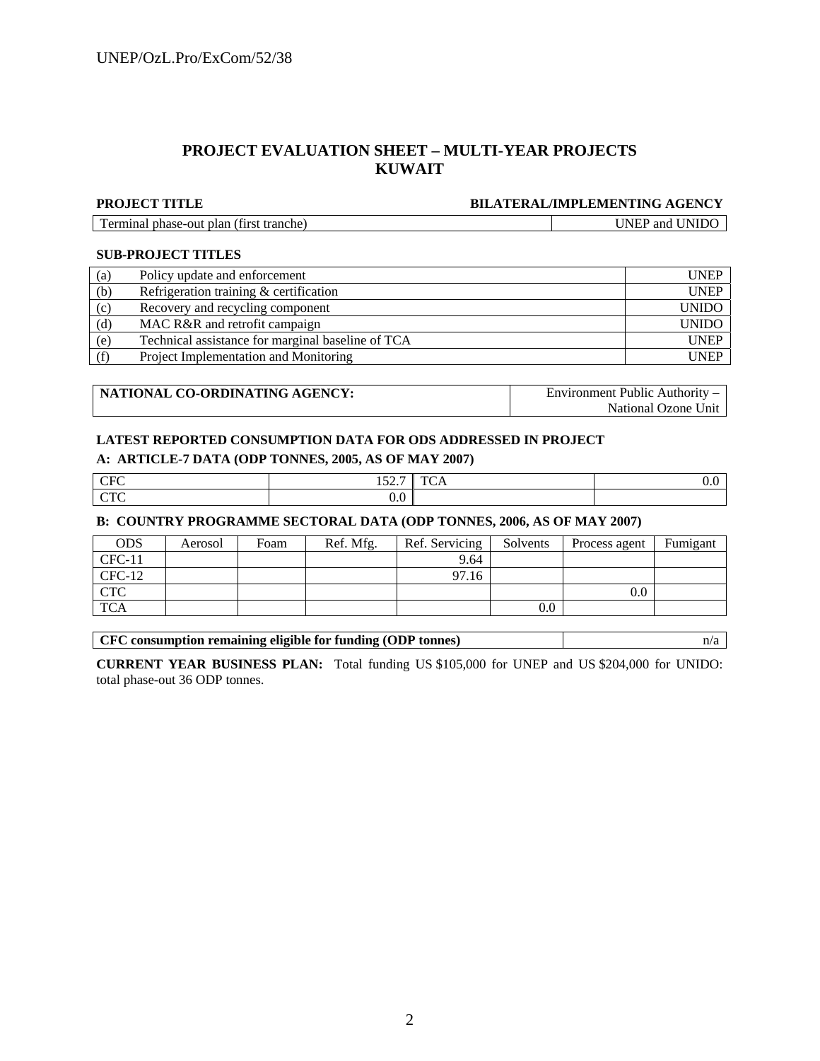## PROJECT EVALUATION SHEET – MULTI-YEAR PROJECTS
## KUWAIT

| PROJECT TITLE | BILATERAL/IMPLEMENTING AGENCY |
|---|---|
| Terminal phase-out plan (first tranche) | UNEP and UNIDO |

**SUB-PROJECT TITLES**

| | | |
|---|---|---|
| (a) | Policy update and enforcement | UNEP |
| (b) | Refrigeration training & certification | UNEP |
| (c) | Recovery and recycling component | UNIDO |
| (d) | MAC R&R and retrofit campaign | UNIDO |
| (e) | Technical assistance for marginal baseline of TCA | UNEP |
| (f) | Project Implementation and Monitoring | UNEP |

| | |
|---|---|
| **NATIONAL CO-ORDINATING AGENCY:** | Environment Public Authority – National Ozone Unit |

**LATEST REPORTED CONSUMPTION DATA FOR ODS ADDRESSED IN PROJECT**

**A: ARTICLE-7 DATA (ODP TONNES, 2005, AS OF MAY 2007)**

| | | | |
|---|---|---|---|
| CFC | 152.7 | TCA | 0.0 |
| CTC | 0.0 | | |

**B: COUNTRY PROGRAMME SECTORAL DATA (ODP TONNES, 2006, AS OF MAY 2007)**

| ODS | Aerosol | Foam | Ref. Mfg. | Ref. Servicing | Solvents | Process agent | Fumigant |
|---|---|---|---|---|---|---|---|
| CFC-11 | | | | 9.64 | | | |
| CFC-12 | | | | 97.16 | | | |
| CTC | | | | | | 0.0 | |
| TCA | | | | | 0.0 | | |

| | |
|---|---|
| **CFC consumption remaining eligible for funding (ODP tonnes)** | n/a |

**CURRENT YEAR BUSINESS PLAN:** Total funding US $105,000 for UNEP and US $204,000 for UNIDO: total phase-out 36 ODP tonnes.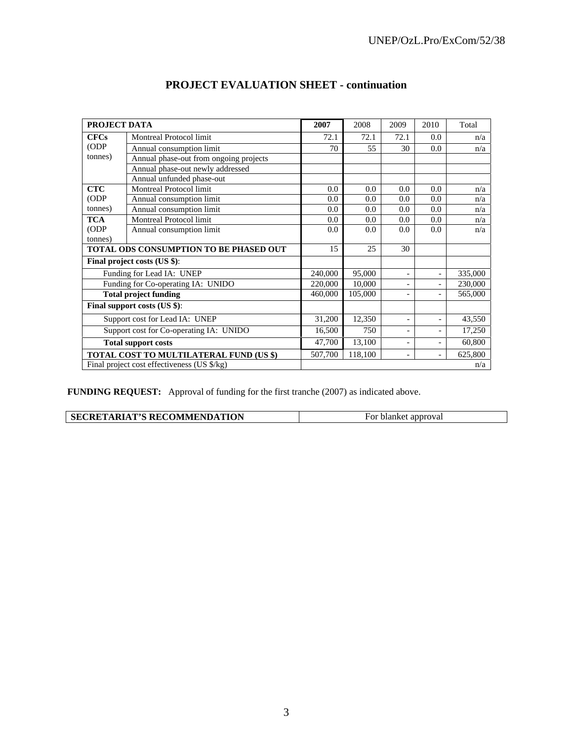# PROJECT EVALUATION SHEET - continuation

| PROJECT DATA | | 2007 | 2008 | 2009 | 2010 | Total |
|---|---|---|---|---|---|---|
| CFCs (ODP tonnes) | Montreal Protocol limit | 72.1 | 72.1 | 72.1 | 0.0 | n/a |
| | Annual consumption limit | 70 | 55 | 30 | 0.0 | n/a |
| | Annual phase-out from ongoing projects | | | | | |
| | Annual phase-out newly addressed | | | | | |
| | Annual unfunded phase-out | | | | | |
| CTC (ODP tonnes) | Montreal Protocol limit | 0.0 | 0.0 | 0.0 | 0.0 | n/a |
| | Annual consumption limit | 0.0 | 0.0 | 0.0 | 0.0 | n/a |
| | Annual consumption limit | 0.0 | 0.0 | 0.0 | 0.0 | n/a |
| TCA (ODP tonnes) | Montreal Protocol limit | 0.0 | 0.0 | 0.0 | 0.0 | n/a |
| | Annual consumption limit | 0.0 | 0.0 | 0.0 | 0.0 | n/a |
| **TOTAL ODS CONSUMPTION TO BE PHASED OUT** | | 15 | 25 | 30 | | |
| **Final project costs (US $)**: | | | | | | |
| Funding for Lead IA: UNEP | | 240,000 | 95,000 | - | - | 335,000 |
| Funding for Co-operating IA: UNIDO | | 220,000 | 10,000 | - | - | 230,000 |
| **Total project funding** | | 460,000 | 105,000 | - | - | 565,000 |
| **Final support costs (US $)**: | | | | | | |
| Support cost for Lead IA: UNEP | | 31,200 | 12,350 | - | - | 43,550 |
| Support cost for Co-operating IA: UNIDO | | 16,500 | 750 | - | - | 17,250 |
| **Total support costs** | | 47,700 | 13,100 | - | - | 60,800 |
| **TOTAL COST TO MULTILATERAL FUND (US $)** | | 507,700 | 118,100 | - | - | 625,800 |
| Final project cost effectiveness (US $/kg) | | | | | | n/a |

**FUNDING REQUEST:** Approval of funding for the first tranche (2007) as indicated above.

| SECRETARIAT'S RECOMMENDATION | For blanket approval |
|---|---|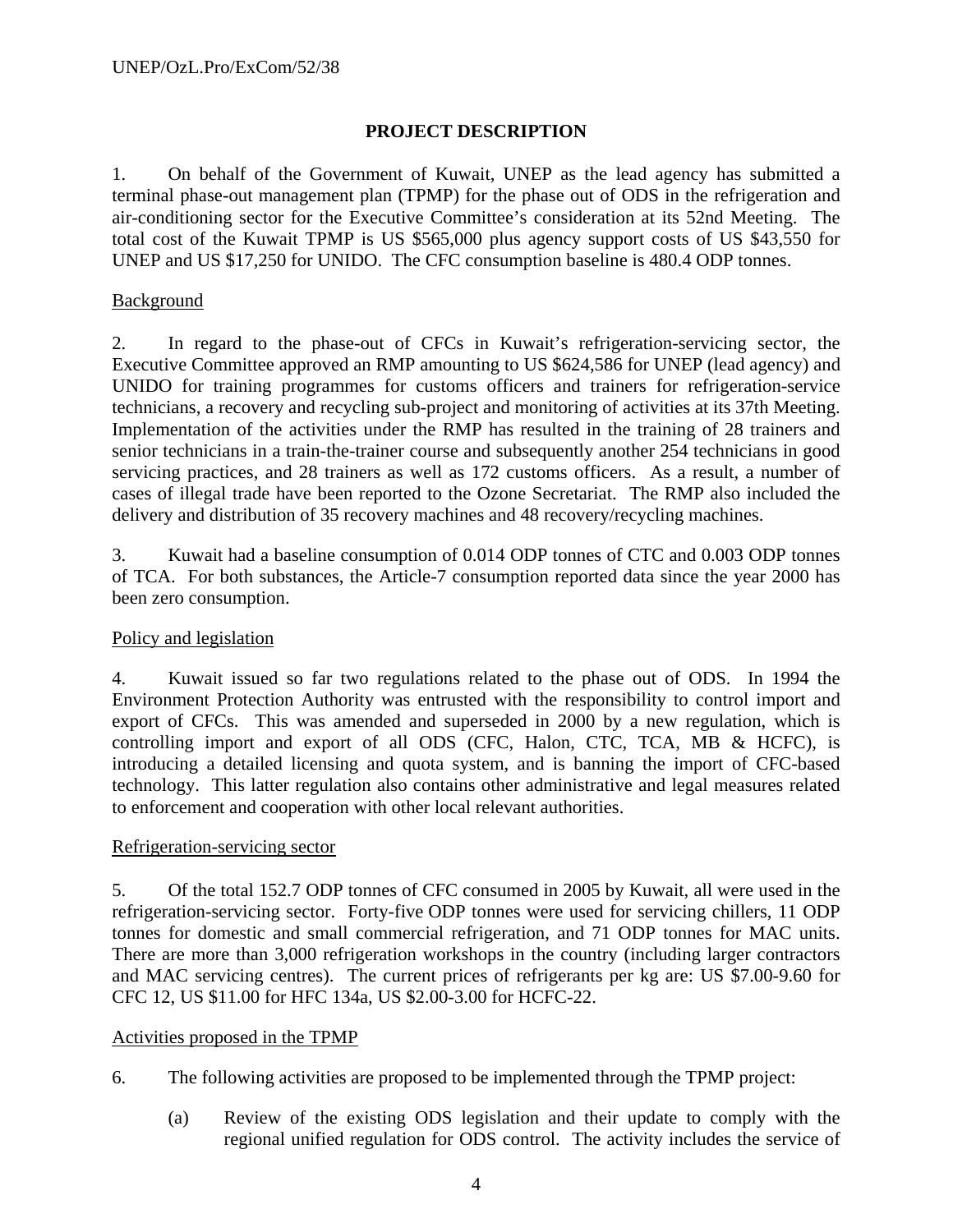## PROJECT DESCRIPTION

1. On behalf of the Government of Kuwait, UNEP as the lead agency has submitted a terminal phase-out management plan (TPMP) for the phase out of ODS in the refrigeration and air-conditioning sector for the Executive Committee's consideration at its 52nd Meeting. The total cost of the Kuwait TPMP is US $565,000 plus agency support costs of US $43,550 for UNEP and US $17,250 for UNIDO. The CFC consumption baseline is 480.4 ODP tonnes.

Background

2. In regard to the phase-out of CFCs in Kuwait's refrigeration-servicing sector, the Executive Committee approved an RMP amounting to US $624,586 for UNEP (lead agency) and UNIDO for training programmes for customs officers and trainers for refrigeration-service technicians, a recovery and recycling sub-project and monitoring of activities at its 37th Meeting. Implementation of the activities under the RMP has resulted in the training of 28 trainers and senior technicians in a train-the-trainer course and subsequently another 254 technicians in good servicing practices, and 28 trainers as well as 172 customs officers. As a result, a number of cases of illegal trade have been reported to the Ozone Secretariat. The RMP also included the delivery and distribution of 35 recovery machines and 48 recovery/recycling machines.

3. Kuwait had a baseline consumption of 0.014 ODP tonnes of CTC and 0.003 ODP tonnes of TCA. For both substances, the Article-7 consumption reported data since the year 2000 has been zero consumption.

Policy and legislation

4. Kuwait issued so far two regulations related to the phase out of ODS. In 1994 the Environment Protection Authority was entrusted with the responsibility to control import and export of CFCs. This was amended and superseded in 2000 by a new regulation, which is controlling import and export of all ODS (CFC, Halon, CTC, TCA, MB & HCFC), is introducing a detailed licensing and quota system, and is banning the import of CFC-based technology. This latter regulation also contains other administrative and legal measures related to enforcement and cooperation with other local relevant authorities.

Refrigeration-servicing sector

5. Of the total 152.7 ODP tonnes of CFC consumed in 2005 by Kuwait, all were used in the refrigeration-servicing sector. Forty-five ODP tonnes were used for servicing chillers, 11 ODP tonnes for domestic and small commercial refrigeration, and 71 ODP tonnes for MAC units. There are more than 3,000 refrigeration workshops in the country (including larger contractors and MAC servicing centres). The current prices of refrigerants per kg are: US $7.00-9.60 for CFC 12, US $11.00 for HFC 134a, US $2.00-3.00 for HCFC-22.

Activities proposed in the TPMP

6. The following activities are proposed to be implemented through the TPMP project:

(a) Review of the existing ODS legislation and their update to comply with the regional unified regulation for ODS control. The activity includes the service of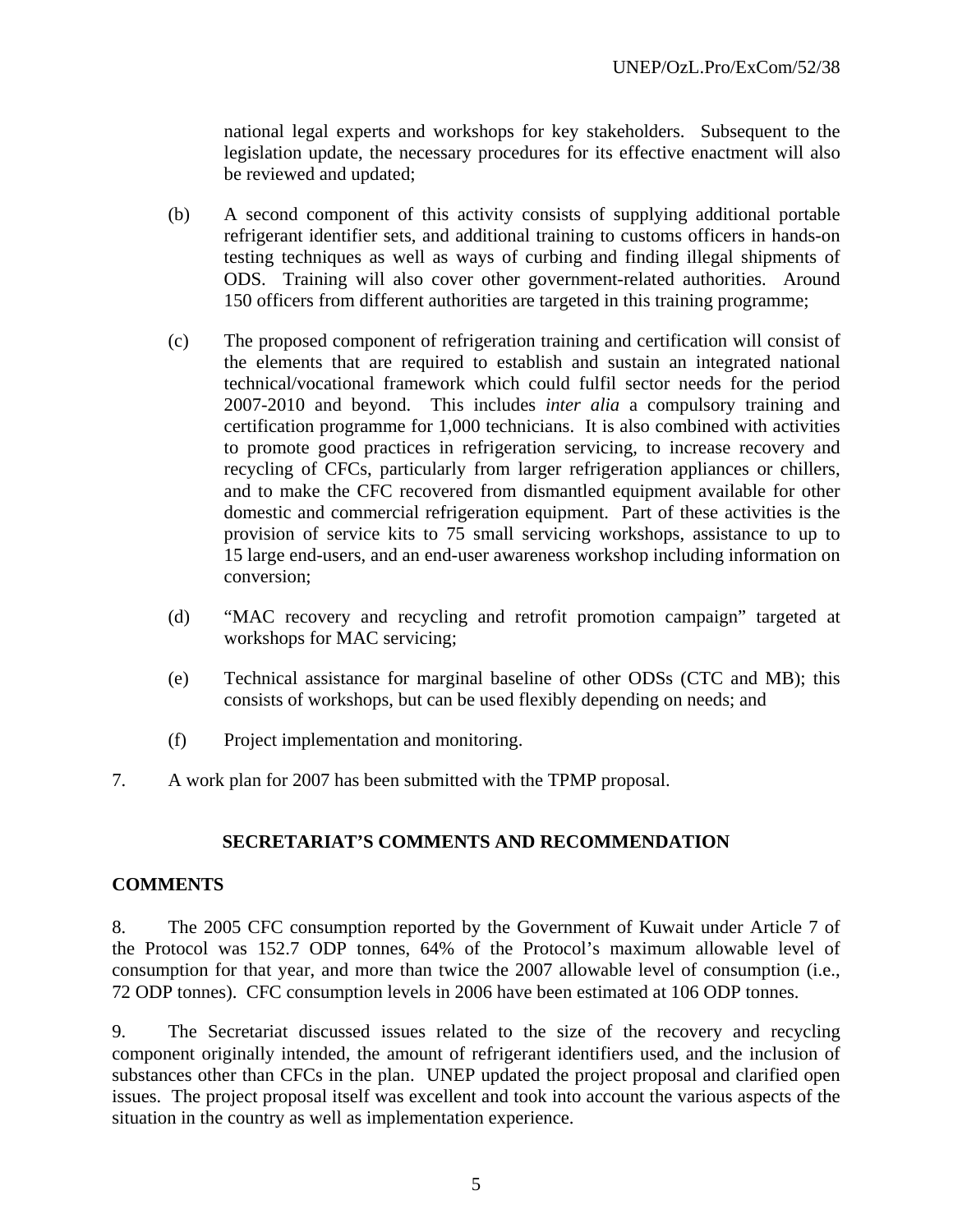national legal experts and workshops for key stakeholders. Subsequent to the legislation update, the necessary procedures for its effective enactment will also be reviewed and updated;

(b) A second component of this activity consists of supplying additional portable refrigerant identifier sets, and additional training to customs officers in hands-on testing techniques as well as ways of curbing and finding illegal shipments of ODS. Training will also cover other government-related authorities. Around 150 officers from different authorities are targeted in this training programme;

(c) The proposed component of refrigeration training and certification will consist of the elements that are required to establish and sustain an integrated national technical/vocational framework which could fulfil sector needs for the period 2007-2010 and beyond. This includes *inter alia* a compulsory training and certification programme for 1,000 technicians. It is also combined with activities to promote good practices in refrigeration servicing, to increase recovery and recycling of CFCs, particularly from larger refrigeration appliances or chillers, and to make the CFC recovered from dismantled equipment available for other domestic and commercial refrigeration equipment. Part of these activities is the provision of service kits to 75 small servicing workshops, assistance to up to 15 large end-users, and an end-user awareness workshop including information on conversion;

(d) "MAC recovery and recycling and retrofit promotion campaign" targeted at workshops for MAC servicing;

(e) Technical assistance for marginal baseline of other ODSs (CTC and MB); this consists of workshops, but can be used flexibly depending on needs; and

(f) Project implementation and monitoring.

7. A work plan for 2007 has been submitted with the TPMP proposal.

## SECRETARIAT'S COMMENTS AND RECOMMENDATION

### COMMENTS

8. The 2005 CFC consumption reported by the Government of Kuwait under Article 7 of the Protocol was 152.7 ODP tonnes, 64% of the Protocol's maximum allowable level of consumption for that year, and more than twice the 2007 allowable level of consumption (i.e., 72 ODP tonnes). CFC consumption levels in 2006 have been estimated at 106 ODP tonnes.

9. The Secretariat discussed issues related to the size of the recovery and recycling component originally intended, the amount of refrigerant identifiers used, and the inclusion of substances other than CFCs in the plan. UNEP updated the project proposal and clarified open issues. The project proposal itself was excellent and took into account the various aspects of the situation in the country as well as implementation experience.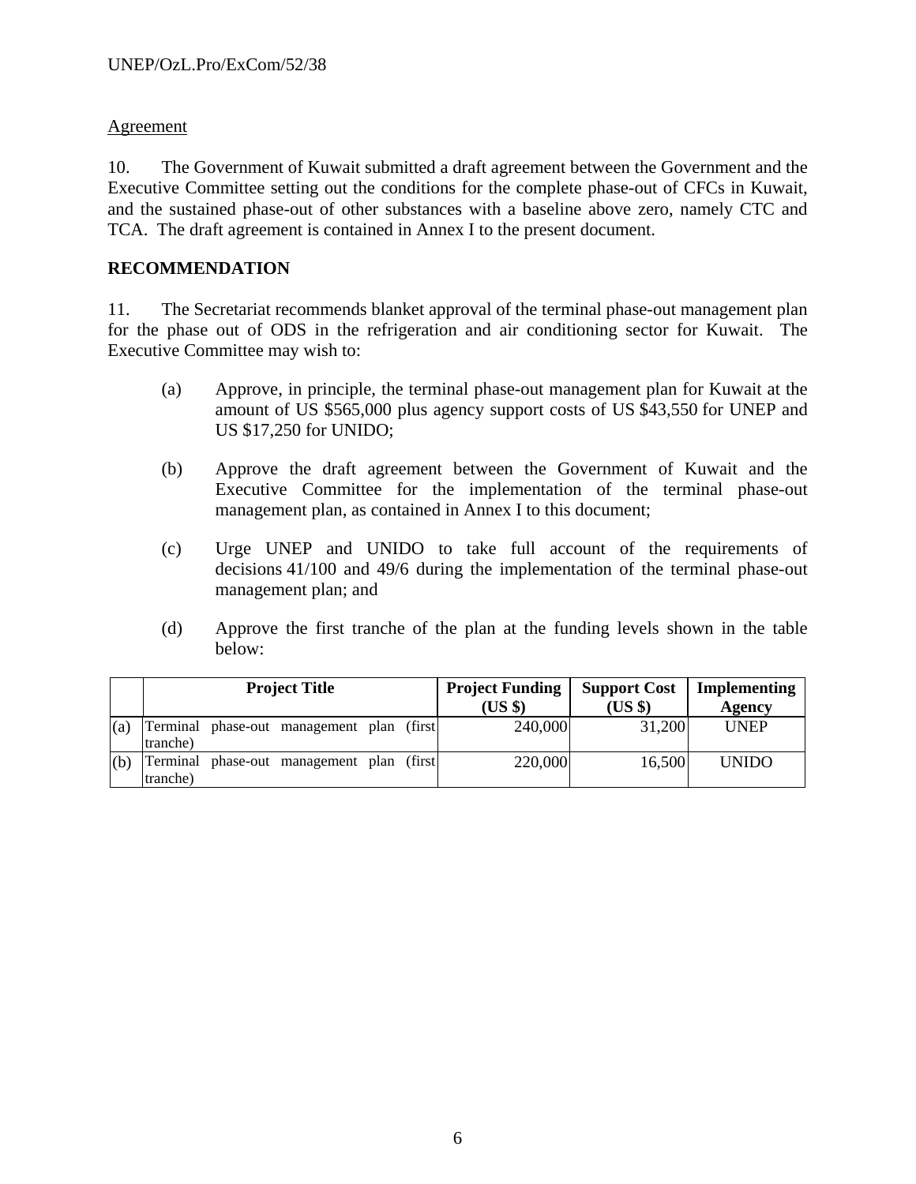Agreement

10. The Government of Kuwait submitted a draft agreement between the Government and the Executive Committee setting out the conditions for the complete phase-out of CFCs in Kuwait, and the sustained phase-out of other substances with a baseline above zero, namely CTC and TCA. The draft agreement is contained in Annex I to the present document.

**RECOMMENDATION**

11. The Secretariat recommends blanket approval of the terminal phase-out management plan for the phase out of ODS in the refrigeration and air conditioning sector for Kuwait. The Executive Committee may wish to:

(a) Approve, in principle, the terminal phase-out management plan for Kuwait at the amount of US $565,000 plus agency support costs of US $43,550 for UNEP and US $17,250 for UNIDO;

(b) Approve the draft agreement between the Government of Kuwait and the Executive Committee for the implementation of the terminal phase-out management plan, as contained in Annex I to this document;

(c) Urge UNEP and UNIDO to take full account of the requirements of decisions 41/100 and 49/6 during the implementation of the terminal phase-out management plan; and

(d) Approve the first tranche of the plan at the funding levels shown in the table below:

| | Project Title | Project Funding (US $) | Support Cost (US $) | Implementing Agency |
|---|---|---|---|---|
| (a) | Terminal phase-out management plan (first tranche) | 240,000 | 31,200 | UNEP |
| (b) | Terminal phase-out management plan (first tranche) | 220,000 | 16,500 | UNIDO |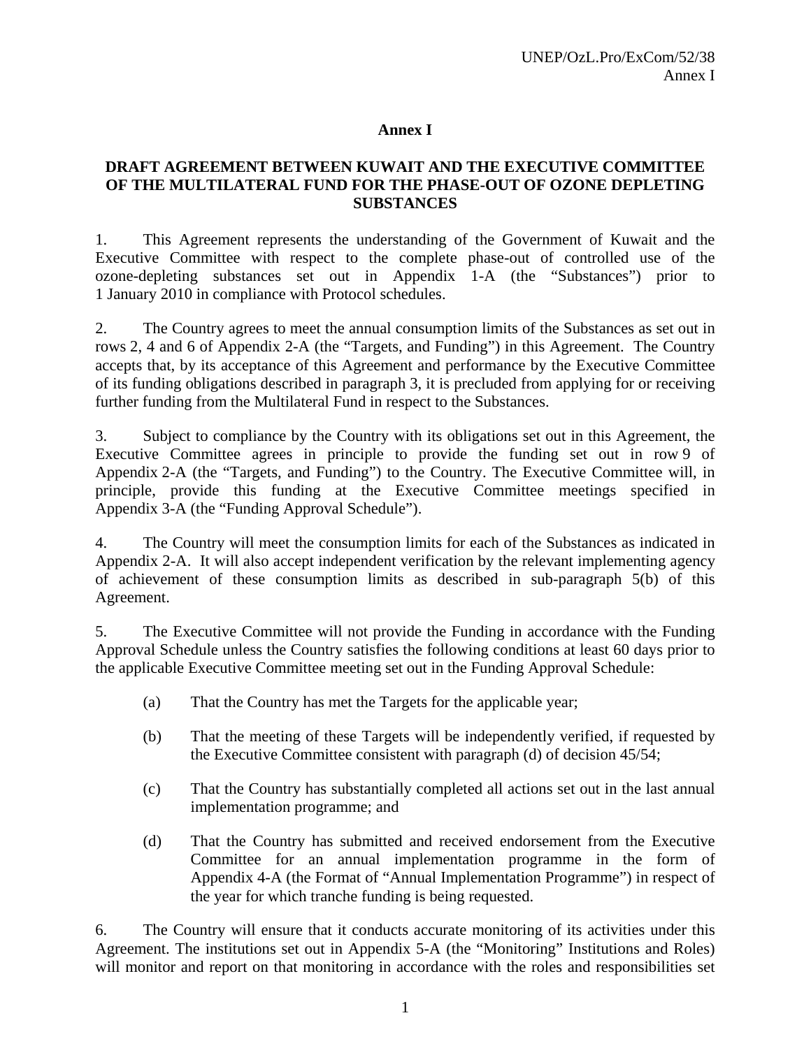## Annex I

### DRAFT AGREEMENT BETWEEN KUWAIT AND THE EXECUTIVE COMMITTEE OF THE MULTILATERAL FUND FOR THE PHASE-OUT OF OZONE DEPLETING SUBSTANCES

1. This Agreement represents the understanding of the Government of Kuwait and the Executive Committee with respect to the complete phase-out of controlled use of the ozone-depleting substances set out in Appendix 1-A (the "Substances") prior to 1 January 2010 in compliance with Protocol schedules.

2. The Country agrees to meet the annual consumption limits of the Substances as set out in rows 2, 4 and 6 of Appendix 2-A (the "Targets, and Funding") in this Agreement. The Country accepts that, by its acceptance of this Agreement and performance by the Executive Committee of its funding obligations described in paragraph 3, it is precluded from applying for or receiving further funding from the Multilateral Fund in respect to the Substances.

3. Subject to compliance by the Country with its obligations set out in this Agreement, the Executive Committee agrees in principle to provide the funding set out in row 9 of Appendix 2-A (the "Targets, and Funding") to the Country. The Executive Committee will, in principle, provide this funding at the Executive Committee meetings specified in Appendix 3-A (the "Funding Approval Schedule").

4. The Country will meet the consumption limits for each of the Substances as indicated in Appendix 2-A. It will also accept independent verification by the relevant implementing agency of achievement of these consumption limits as described in sub-paragraph 5(b) of this Agreement.

5. The Executive Committee will not provide the Funding in accordance with the Funding Approval Schedule unless the Country satisfies the following conditions at least 60 days prior to the applicable Executive Committee meeting set out in the Funding Approval Schedule:

   (a) That the Country has met the Targets for the applicable year;

   (b) That the meeting of these Targets will be independently verified, if requested by the Executive Committee consistent with paragraph (d) of decision 45/54;

   (c) That the Country has substantially completed all actions set out in the last annual implementation programme; and

   (d) That the Country has submitted and received endorsement from the Executive Committee for an annual implementation programme in the form of Appendix 4-A (the Format of "Annual Implementation Programme") in respect of the year for which tranche funding is being requested.

6. The Country will ensure that it conducts accurate monitoring of its activities under this Agreement. The institutions set out in Appendix 5-A (the "Monitoring" Institutions and Roles) will monitor and report on that monitoring in accordance with the roles and responsibilities set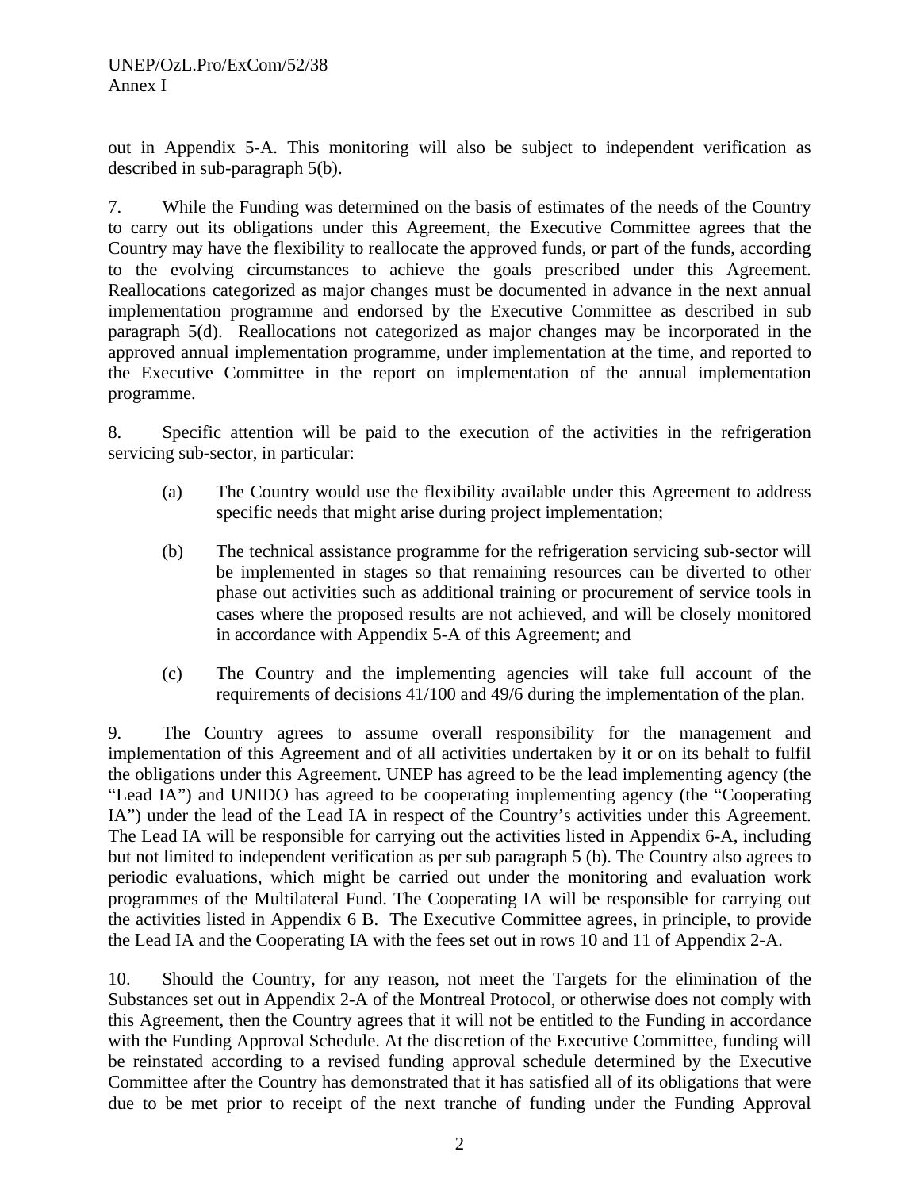out in Appendix 5-A. This monitoring will also be subject to independent verification as described in sub-paragraph 5(b).

7. While the Funding was determined on the basis of estimates of the needs of the Country to carry out its obligations under this Agreement, the Executive Committee agrees that the Country may have the flexibility to reallocate the approved funds, or part of the funds, according to the evolving circumstances to achieve the goals prescribed under this Agreement. Reallocations categorized as major changes must be documented in advance in the next annual implementation programme and endorsed by the Executive Committee as described in sub paragraph 5(d). Reallocations not categorized as major changes may be incorporated in the approved annual implementation programme, under implementation at the time, and reported to the Executive Committee in the report on implementation of the annual implementation programme.

8. Specific attention will be paid to the execution of the activities in the refrigeration servicing sub-sector, in particular:

(a) The Country would use the flexibility available under this Agreement to address specific needs that might arise during project implementation;

(b) The technical assistance programme for the refrigeration servicing sub-sector will be implemented in stages so that remaining resources can be diverted to other phase out activities such as additional training or procurement of service tools in cases where the proposed results are not achieved, and will be closely monitored in accordance with Appendix 5-A of this Agreement; and

(c) The Country and the implementing agencies will take full account of the requirements of decisions 41/100 and 49/6 during the implementation of the plan.

9. The Country agrees to assume overall responsibility for the management and implementation of this Agreement and of all activities undertaken by it or on its behalf to fulfil the obligations under this Agreement. UNEP has agreed to be the lead implementing agency (the "Lead IA") and UNIDO has agreed to be cooperating implementing agency (the "Cooperating IA") under the lead of the Lead IA in respect of the Country's activities under this Agreement. The Lead IA will be responsible for carrying out the activities listed in Appendix 6-A, including but not limited to independent verification as per sub paragraph 5 (b). The Country also agrees to periodic evaluations, which might be carried out under the monitoring and evaluation work programmes of the Multilateral Fund. The Cooperating IA will be responsible for carrying out the activities listed in Appendix 6 B. The Executive Committee agrees, in principle, to provide the Lead IA and the Cooperating IA with the fees set out in rows 10 and 11 of Appendix 2-A.

10. Should the Country, for any reason, not meet the Targets for the elimination of the Substances set out in Appendix 2-A of the Montreal Protocol, or otherwise does not comply with this Agreement, then the Country agrees that it will not be entitled to the Funding in accordance with the Funding Approval Schedule. At the discretion of the Executive Committee, funding will be reinstated according to a revised funding approval schedule determined by the Executive Committee after the Country has demonstrated that it has satisfied all of its obligations that were due to be met prior to receipt of the next tranche of funding under the Funding Approval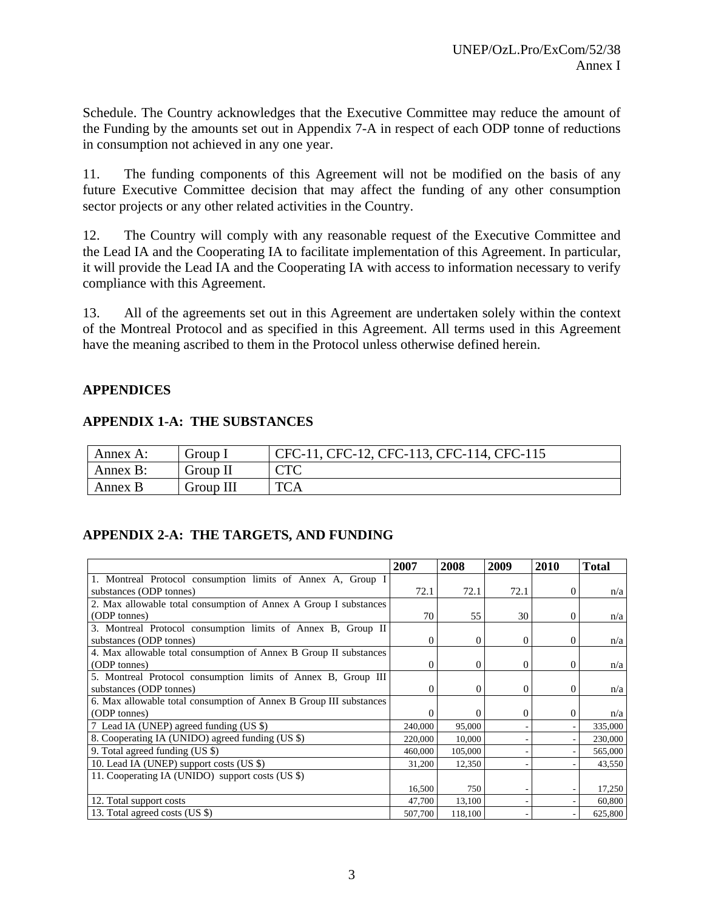Schedule. The Country acknowledges that the Executive Committee may reduce the amount of the Funding by the amounts set out in Appendix 7-A in respect of each ODP tonne of reductions in consumption not achieved in any one year.

11. The funding components of this Agreement will not be modified on the basis of any future Executive Committee decision that may affect the funding of any other consumption sector projects or any other related activities in the Country.

12. The Country will comply with any reasonable request of the Executive Committee and the Lead IA and the Cooperating IA to facilitate implementation of this Agreement. In particular, it will provide the Lead IA and the Cooperating IA with access to information necessary to verify compliance with this Agreement.

13. All of the agreements set out in this Agreement are undertaken solely within the context of the Montreal Protocol and as specified in this Agreement. All terms used in this Agreement have the meaning ascribed to them in the Protocol unless otherwise defined herein.

## APPENDICES

### APPENDIX 1-A: THE SUBSTANCES

| | | |
|---|---|---|
| Annex A: | Group I | CFC-11, CFC-12, CFC-113, CFC-114, CFC-115 |
| Annex B: | Group II | CTC |
| Annex B | Group III | TCA |

### APPENDIX 2-A: THE TARGETS, AND FUNDING

| | 2007 | 2008 | 2009 | 2010 | Total |
|---|---|---|---|---|---|
| 1. Montreal Protocol consumption limits of Annex A, Group I substances (ODP tonnes) | 72.1 | 72.1 | 72.1 | 0 | n/a |
| 2. Max allowable total consumption of Annex A Group I substances (ODP tonnes) | 70 | 55 | 30 | 0 | n/a |
| 3. Montreal Protocol consumption limits of Annex B, Group II substances (ODP tonnes) | 0 | 0 | 0 | 0 | n/a |
| 4. Max allowable total consumption of Annex B Group II substances (ODP tonnes) | 0 | 0 | 0 | 0 | n/a |
| 5. Montreal Protocol consumption limits of Annex B, Group III substances (ODP tonnes) | 0 | 0 | 0 | 0 | n/a |
| 6. Max allowable total consumption of Annex B Group III substances (ODP tonnes) | 0 | 0 | 0 | 0 | n/a |
| 7 Lead IA (UNEP) agreed funding (US $) | 240,000 | 95,000 | - | - | 335,000 |
| 8. Cooperating IA (UNIDO) agreed funding (US $) | 220,000 | 10,000 | - | - | 230,000 |
| 9. Total agreed funding (US $) | 460,000 | 105,000 | - | - | 565,000 |
| 10. Lead IA (UNEP) support costs (US $) | 31,200 | 12,350 | - | - | 43,550 |
| 11. Cooperating IA (UNIDO) support costs (US $) | 16,500 | 750 | - | - | 17,250 |
| 12. Total support costs | 47,700 | 13,100 | - | - | 60,800 |
| 13. Total agreed costs (US $) | 507,700 | 118,100 | - | - | 625,800 |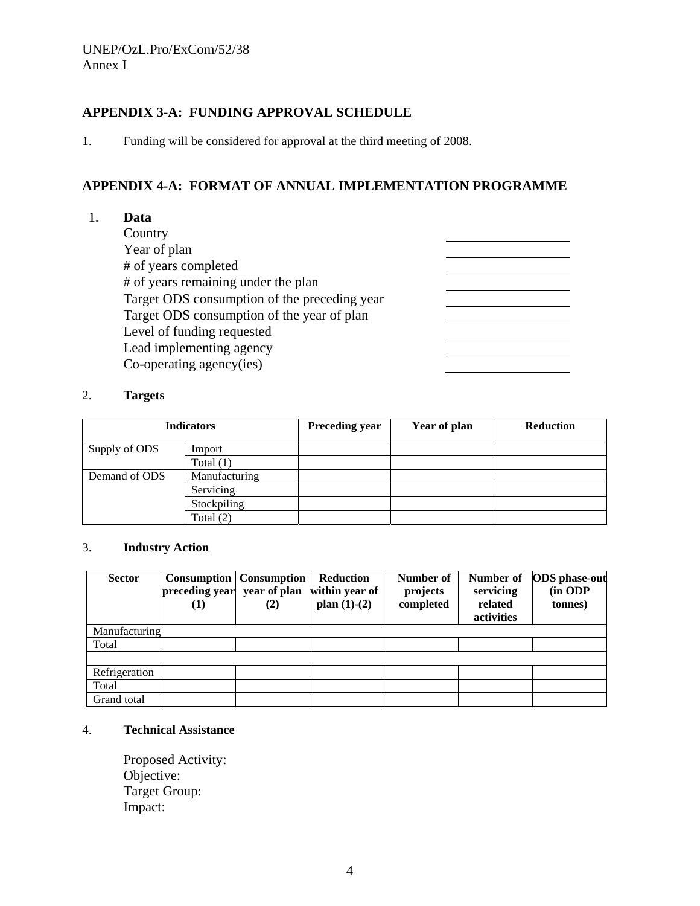## APPENDIX 3-A: FUNDING APPROVAL SCHEDULE

1. Funding will be considered for approval at the third meeting of 2008.

## APPENDIX 4-A: FORMAT OF ANNUAL IMPLEMENTATION PROGRAMME

1. **Data**

| | |
|---|---|
| Country | \_\_\_\_\_\_\_\_\_\_\_\_ |
| Year of plan | \_\_\_\_\_\_\_\_\_\_\_\_ |
| # of years completed | \_\_\_\_\_\_\_\_\_\_\_\_ |
| # of years remaining under the plan | \_\_\_\_\_\_\_\_\_\_\_\_ |
| Target ODS consumption of the preceding year | \_\_\_\_\_\_\_\_\_\_\_\_ |
| Target ODS consumption of the year of plan | \_\_\_\_\_\_\_\_\_\_\_\_ |
| Level of funding requested | \_\_\_\_\_\_\_\_\_\_\_\_ |
| Lead implementing agency | \_\_\_\_\_\_\_\_\_\_\_\_ |
| Co-operating agency(ies) | \_\_\_\_\_\_\_\_\_\_\_\_ |

2. **Targets**

| Indicators | | Preceding year | Year of plan | Reduction |
|---|---|---|---|---|
| Supply of ODS | Import | | | |
| | Total (1) | | | |
| Demand of ODS | Manufacturing | | | |
| | Servicing | | | |
| | Stockpiling | | | |
| | Total (2) | | | |

3. **Industry Action**

| Sector | Consumption preceding year (1) | Consumption year of plan (2) | Reduction within year of plan (1)-(2) | Number of projects completed | Number of servicing related activities | ODS phase-out (in ODP tonnes) |
|---|---|---|---|---|---|---|
| Manufacturing | | | | | | |
| Total | | | | | | |
| | | | | | | |
| Refrigeration | | | | | | |
| Total | | | | | | |
| Grand total | | | | | | |

4. **Technical Assistance**

Proposed Activity:
Objective:
Target Group:
Impact: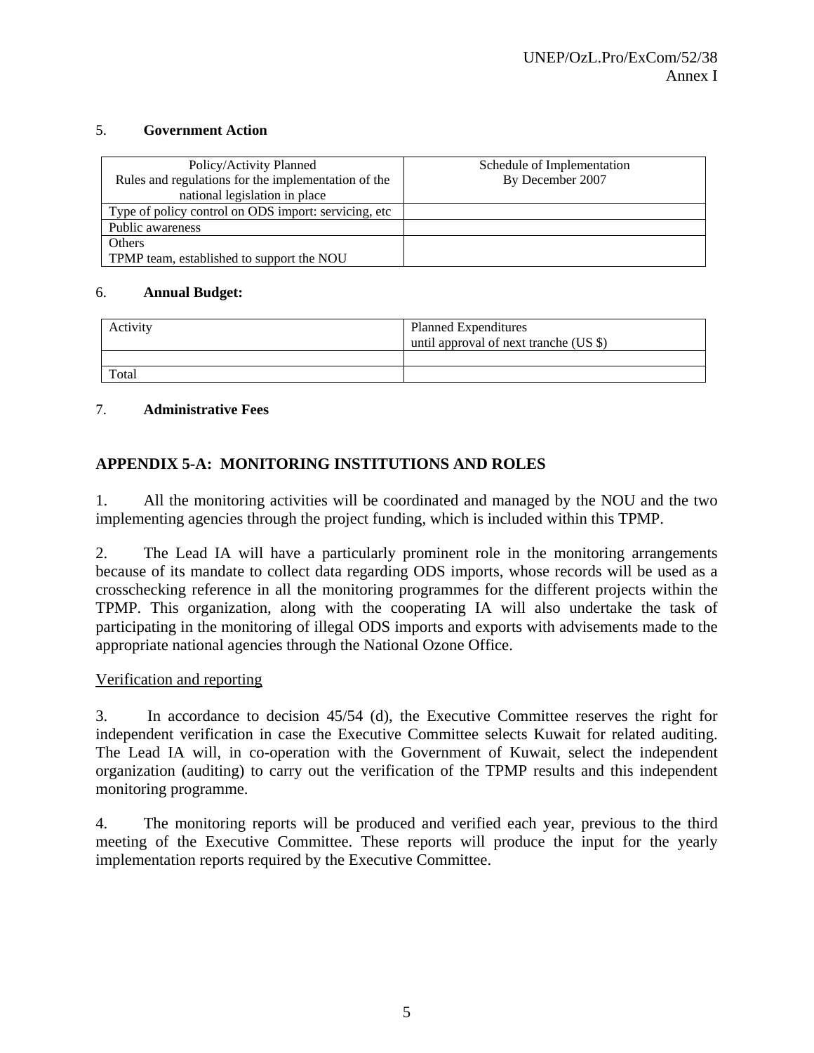5. **Government Action**

| Policy/Activity Planned<br>Rules and regulations for the implementation of the national legislation in place | Schedule of Implementation<br>By December 2007 |
|---|---|
| Type of policy control on ODS import: servicing, etc | |
| Public awareness | |
| Others<br>TPMP team, established to support the NOU | |

6. **Annual Budget:**

| Activity | Planned Expenditures<br>until approval of next tranche (US $) |
|---|---|
| | |
| Total | |

7. **Administrative Fees**

## APPENDIX 5-A: MONITORING INSTITUTIONS AND ROLES

1. All the monitoring activities will be coordinated and managed by the NOU and the two implementing agencies through the project funding, which is included within this TPMP.

2. The Lead IA will have a particularly prominent role in the monitoring arrangements because of its mandate to collect data regarding ODS imports, whose records will be used as a crosschecking reference in all the monitoring programmes for the different projects within the TPMP. This organization, along with the cooperating IA will also undertake the task of participating in the monitoring of illegal ODS imports and exports with advisements made to the appropriate national agencies through the National Ozone Office.

Verification and reporting

3. In accordance to decision 45/54 (d), the Executive Committee reserves the right for independent verification in case the Executive Committee selects Kuwait for related auditing. The Lead IA will, in co-operation with the Government of Kuwait, select the independent organization (auditing) to carry out the verification of the TPMP results and this independent monitoring programme.

4. The monitoring reports will be produced and verified each year, previous to the third meeting of the Executive Committee. These reports will produce the input for the yearly implementation reports required by the Executive Committee.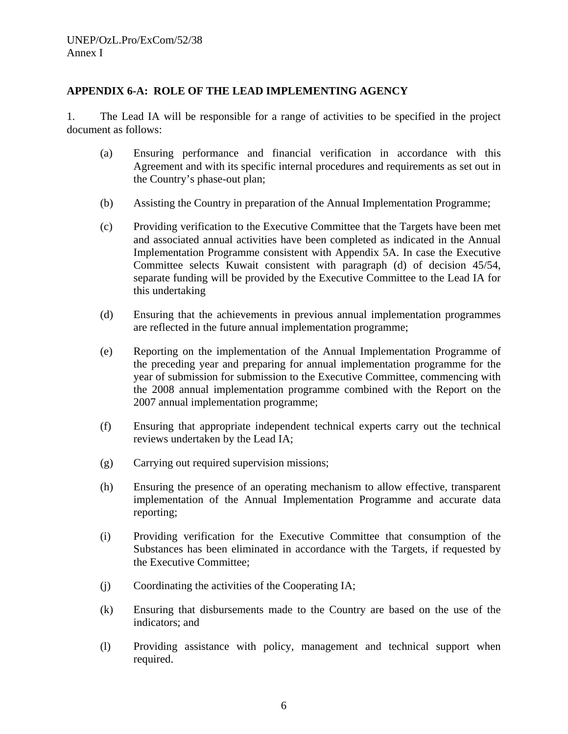## APPENDIX 6-A: ROLE OF THE LEAD IMPLEMENTING AGENCY

1. The Lead IA will be responsible for a range of activities to be specified in the project document as follows:

   (a) Ensuring performance and financial verification in accordance with this Agreement and with its specific internal procedures and requirements as set out in the Country's phase-out plan;

   (b) Assisting the Country in preparation of the Annual Implementation Programme;

   (c) Providing verification to the Executive Committee that the Targets have been met and associated annual activities have been completed as indicated in the Annual Implementation Programme consistent with Appendix 5A. In case the Executive Committee selects Kuwait consistent with paragraph (d) of decision 45/54, separate funding will be provided by the Executive Committee to the Lead IA for this undertaking

   (d) Ensuring that the achievements in previous annual implementation programmes are reflected in the future annual implementation programme;

   (e) Reporting on the implementation of the Annual Implementation Programme of the preceding year and preparing for annual implementation programme for the year of submission for submission to the Executive Committee, commencing with the 2008 annual implementation programme combined with the Report on the 2007 annual implementation programme;

   (f) Ensuring that appropriate independent technical experts carry out the technical reviews undertaken by the Lead IA;

   (g) Carrying out required supervision missions;

   (h) Ensuring the presence of an operating mechanism to allow effective, transparent implementation of the Annual Implementation Programme and accurate data reporting;

   (i) Providing verification for the Executive Committee that consumption of the Substances has been eliminated in accordance with the Targets, if requested by the Executive Committee;

   (j) Coordinating the activities of the Cooperating IA;

   (k) Ensuring that disbursements made to the Country are based on the use of the indicators; and

   (l) Providing assistance with policy, management and technical support when required.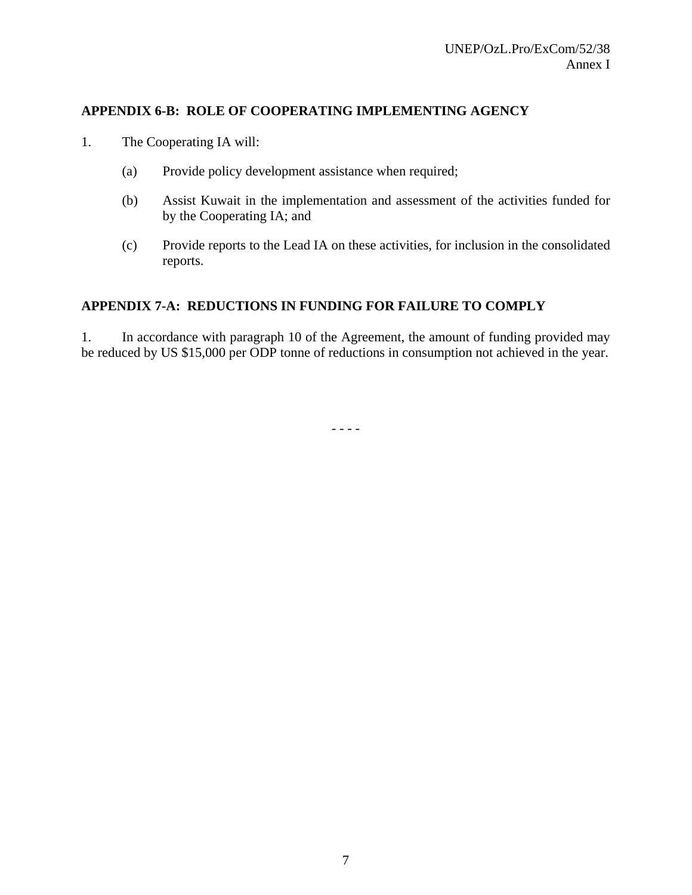## APPENDIX 6-B: ROLE OF COOPERATING IMPLEMENTING AGENCY

1. The Cooperating IA will:

   (a) Provide policy development assistance when required;

   (b) Assist Kuwait in the implementation and assessment of the activities funded for by the Cooperating IA; and

   (c) Provide reports to the Lead IA on these activities, for inclusion in the consolidated reports.

## APPENDIX 7-A: REDUCTIONS IN FUNDING FOR FAILURE TO COMPLY

1. In accordance with paragraph 10 of the Agreement, the amount of funding provided may be reduced by US $15,000 per ODP tonne of reductions in consumption not achieved in the year.

- - - -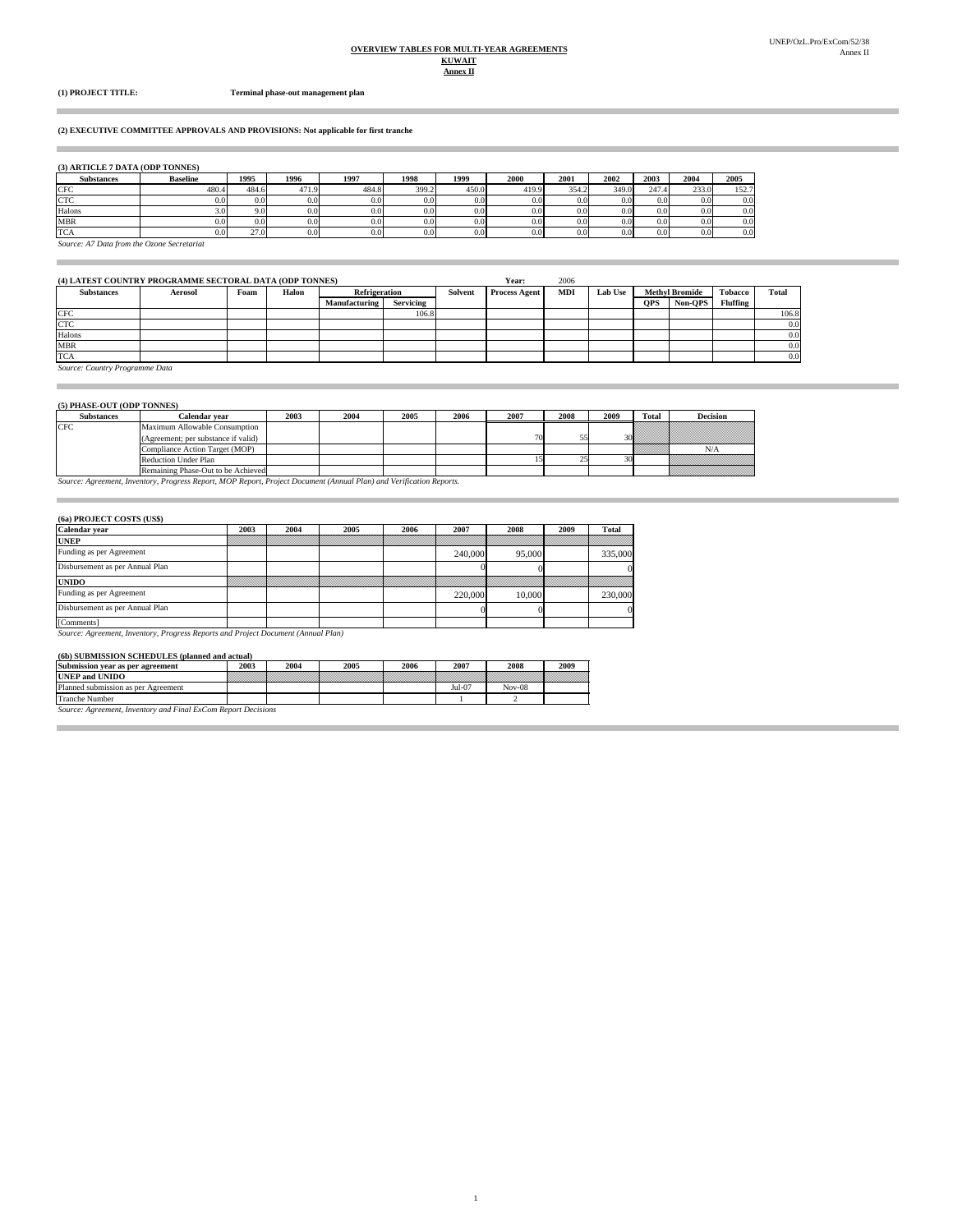UNEP/OzL.Pro/ExCom/52/38
Annex II

**OVERVIEW TABLES FOR MULTI-YEAR AGREEMENTS**
**KUWAIT**
**Annex II**

**(1) PROJECT TITLE:** **Terminal phase-out management plan**

**(2) EXECUTIVE COMMITTEE APPROVALS AND PROVISIONS: Not applicable for first tranche**

**(3) ARTICLE 7 DATA (ODP TONNES)**

| Substances | Baseline | 1995 | 1996 | 1997 | 1998 | 1999 | 2000 | 2001 | 2002 | 2003 | 2004 | 2005 |
|---|---|---|---|---|---|---|---|---|---|---|---|---|
| CFC | 480.4 | 484.6 | 471.9 | 484.8 | 399.2 | 450.0 | 419.9 | 354.2 | 349.0 | 247.4 | 233.0 | 152.7 |
| CTC | 0.0 | 0.0 | 0.0 | 0.0 | 0.0 | 0.0 | 0.0 | 0.0 | 0.0 | 0.0 | 0.0 | 0.0 |
| Halons | 3.0 | 9.0 | 0.0 | 0.0 | 0.0 | 0.0 | 0.0 | 0.0 | 0.0 | 0.0 | 0.0 | 0.0 |
| MBR | 0.0 | 0.0 | 0.0 | 0.0 | 0.0 | 0.0 | 0.0 | 0.0 | 0.0 | 0.0 | 0.0 | 0.0 |
| TCA | 0.0 | 27.0 | 0.0 | 0.0 | 0.0 | 0.0 | 0.0 | 0.0 | 0.0 | 0.0 | 0.0 | 0.0 |

*Source: A7 Data from the Ozone Secretariat*

**(4) LATEST COUNTRY PROGRAMME SECTORAL DATA (ODP TONNES)** Year: 2006

| Substances | Aerosol | Foam | Halon | Refrigeration | | Solvent | Process Agent | MDI | Lab Use | Methyl Bromide | | Tobacco | Total |
|---|---|---|---|---|---|---|---|---|---|---|---|---|---|
| | | | | Manufacturing | Servicing | | | | | QPS | Non-QPS | Fluffing | |
| CFC | | | | | 106.8 | | | | | | | | 106.8 |
| CTC | | | | | | | | | | | | | 0.0 |
| Halons | | | | | | | | | | | | | 0.0 |
| MBR | | | | | | | | | | | | | 0.0 |
| TCA | | | | | | | | | | | | | 0.0 |

*Source: Country Programme Data*

**(5) PHASE-OUT (ODP TONNES)**

| Substances | Calendar year | 2003 | 2004 | 2005 | 2006 | 2007 | 2008 | 2009 | Total | Decision |
|---|---|---|---|---|---|---|---|---|---|---|
| CFC | Maximum Allowable Consumption (Agreement; per substance if valid) | | | | | 70 | 55 | 30 | | |
| | Compliance Action Target (MOP) | | | | | | | | | N/A |
| | Reduction Under Plan | | | | | 15 | 25 | 30 | | |
| | Remaining Phase-Out to be Achieved | | | | | | | | | |

*Source: Agreement, Inventory, Progress Report, MOP Report, Project Document (Annual Plan) and Verification Reports.*

**(6a) PROJECT COSTS (US$)**

| Calendar year | 2003 | 2004 | 2005 | 2006 | 2007 | 2008 | 2009 | Total |
|---|---|---|---|---|---|---|---|---|
| **UNEP** | | | | | | | | |
| Funding as per Agreement | | | | | 240,000 | 95,000 | | 335,000 |
| Disbursement as per Annual Plan | | | | | 0 | 0 | | 0 |
| **UNIDO** | | | | | | | | |
| Funding as per Agreement | | | | | 220,000 | 10,000 | | 230,000 |
| Disbursement as per Annual Plan | | | | | 0 | 0 | | 0 |
| [Comments] | | | | | | | | |

*Source: Agreement, Inventory, Progress Reports and Project Document (Annual Plan)*

**(6b) SUBMISSION SCHEDULES (planned and actual)**

| Submission year as per agreement | 2003 | 2004 | 2005 | 2006 | 2007 | 2008 | 2009 |
|---|---|---|---|---|---|---|---|
| **UNEP and UNIDO** | | | | | | | |
| Planned submission as per Agreement | | | | | Jul-07 | Nov-08 | |
| Tranche Number | | | | | 1 | 2 | |

*Source: Agreement, Inventory and Final ExCom Report Decisions*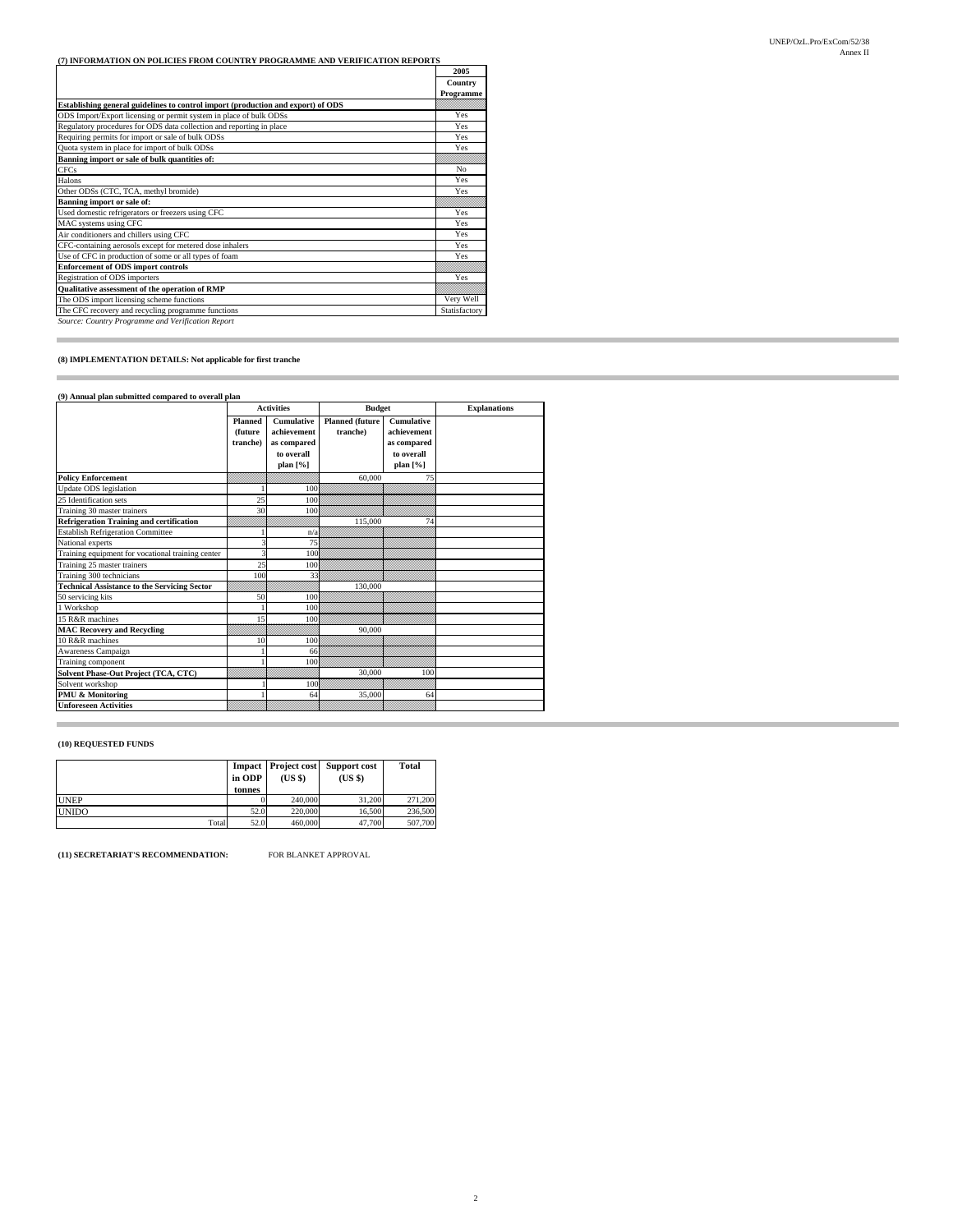### (7) INFORMATION ON POLICIES FROM COUNTRY PROGRAMME AND VERIFICATION REPORTS

| | 2005 Country Programme |
|---|---|
| **Establishing general guidelines to control import (production and export) of ODS** | |
| ODS Import/Export licensing or permit system in place of bulk ODSs | Yes |
| Regulatory procedures for ODS data collection and reporting in place | Yes |
| Requiring permits for import or sale of bulk ODSs | Yes |
| Quota system in place for import of bulk ODSs | Yes |
| **Banning import or sale of bulk quantities of:** | |
| CFCs | No |
| Halons | Yes |
| Other ODSs (CTC, TCA, methyl bromide) | Yes |
| **Banning import or sale of:** | |
| Used domestic refrigerators or freezers using CFC | Yes |
| MAC systems using CFC | Yes |
| Air conditioners and chillers using CFC | Yes |
| CFC-containing aerosols except for metered dose inhalers | Yes |
| Use of CFC in production of some or all types of foam | Yes |
| **Enforcement of ODS import controls** | |
| Registration of ODS importers | Yes |
| **Qualitative assessment of the operation of RMP** | |
| The ODS import licensing scheme functions | Very Well |
| The CFC recovery and recycling programme functions | Statisfactory |

*Source: Country Programme and Verification Report*

### (8) IMPLEMENTATION DETAILS: Not applicable for first tranche

### (9) Annual plan submitted compared to overall plan

| | Activities | | Budget | | Explanations |
|---|---|---|---|---|---|
| | Planned (future tranche) | Cumulative achievement as compared to overall plan [%] | Planned (future tranche) | Cumulative achievement as compared to overall plan [%] | |
| **Policy Enforcement** | | | 60,000 | 75 | |
| Update ODS legislation | 1 | 100 | | | |
| 25 Identification sets | 25 | 100 | | | |
| Training 30 master trainers | 30 | 100 | | | |
| **Refrigeration Training and certification** | | | 115,000 | 74 | |
| Establish Refrigeration Committee | 1 | n/a | | | |
| National experts | 3 | 75 | | | |
| Training equipment for vocational training center | 3 | 100 | | | |
| Training 25 master trainers | 25 | 100 | | | |
| Training 300 technicians | 100 | 33 | | | |
| **Technical Assistance to the Servicing Sector** | | | 130,000 | | |
| 50 servicing kits | 50 | 100 | | | |
| 1 Workshop | 1 | 100 | | | |
| 15 R&R machines | 15 | 100 | | | |
| **MAC Recovery and Recycling** | | | 90,000 | | |
| 10 R&R machines | 10 | 100 | | | |
| Awareness Campaign | 1 | 66 | | | |
| Training component | 1 | 100 | | | |
| **Solvent Phase-Out Project (TCA, CTC)** | | | 30,000 | 100 | |
| Solvent workshop | 1 | 100 | | | |
| **PMU & Monitoring** | 1 | 64 | 35,000 | 64 | |
| **Unforeseen Activities** | | | | | |

### (10) REQUESTED FUNDS

| | Impact in ODP tonnes | Project cost (US $) | Support cost (US $) | Total |
|---|---|---|---|---|
| UNEP | 0 | 240,000 | 31,200 | 271,200 |
| UNIDO | 52.0 | 220,000 | 16,500 | 236,500 |
| Total | 52.0 | 460,000 | 47,700 | 507,700 |

**(11) SECRETARIAT'S RECOMMENDATION:** FOR BLANKET APPROVAL